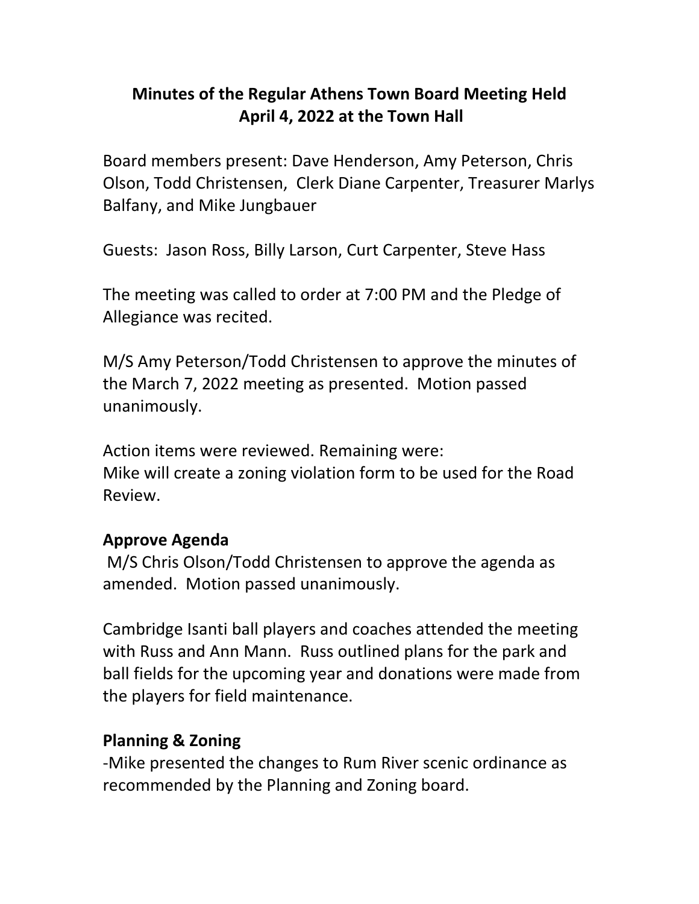# Minutes of the Regular Athens Town Board Meeting Held April 4, 2022 at the Town Hall

Board members present: Dave Henderson, Amy Peterson, Chris Olson, Todd Christensen, Clerk Diane Carpenter, Treasurer Marlys Balfany, and Mike Jungbauer

Guests: Jason Ross, Billy Larson, Curt Carpenter, Steve Hass

The meeting was called to order at 7:00 PM and the Pledge of Allegiance was recited.

M/S Amy Peterson/Todd Christensen to approve the minutes of the March 7, 2022 meeting as presented. Motion passed unanimously.

Action items were reviewed. Remaining were:
Mike will create a zoning violation form to be used for the Road Review.

## Approve Agenda

M/S Chris Olson/Todd Christensen to approve the agenda as amended. Motion passed unanimously.

Cambridge Isanti ball players and coaches attended the meeting with Russ and Ann Mann. Russ outlined plans for the park and ball fields for the upcoming year and donations were made from the players for field maintenance.

## Planning & Zoning

-Mike presented the changes to Rum River scenic ordinance as recommended by the Planning and Zoning board.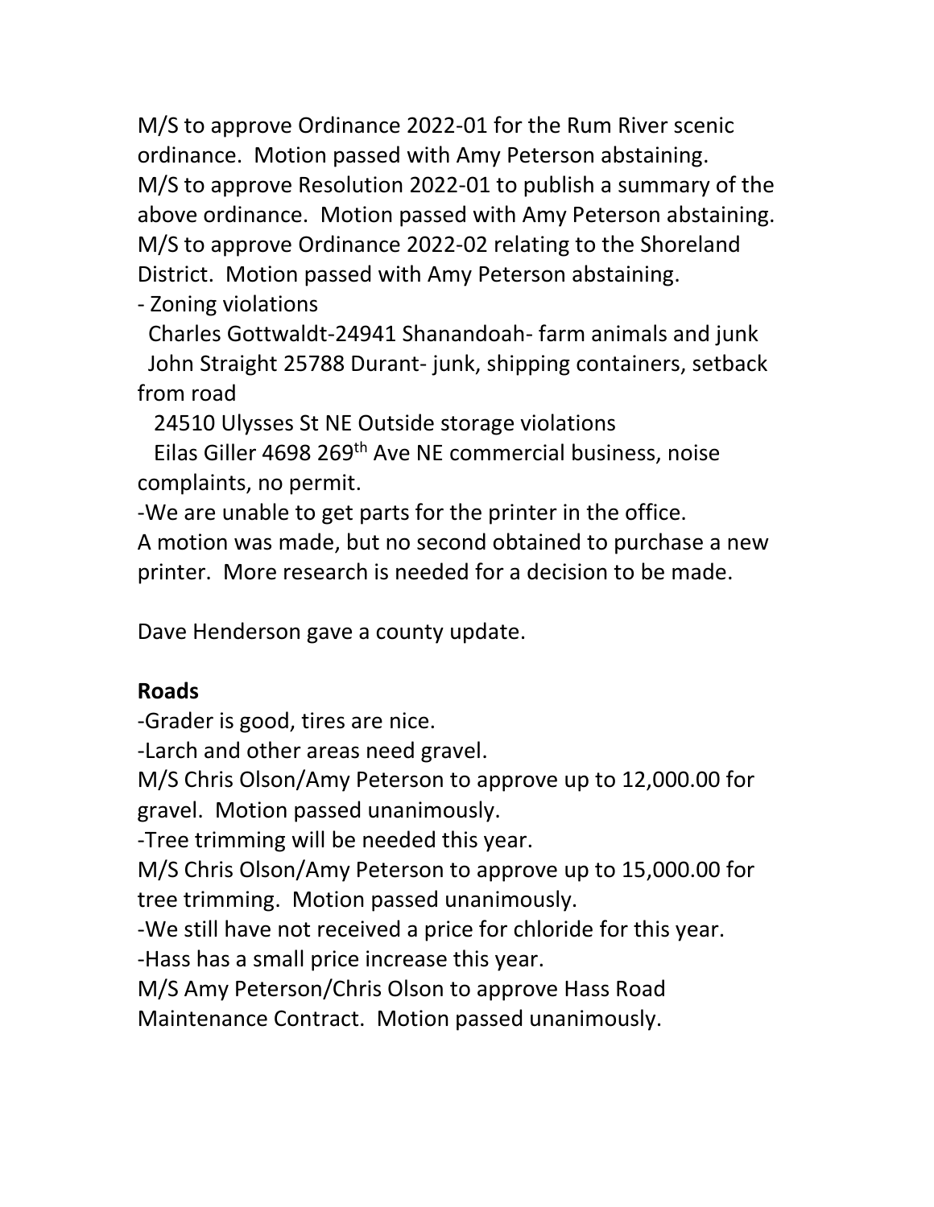M/S to approve Ordinance 2022-01 for the Rum River scenic ordinance. Motion passed with Amy Peterson abstaining.
M/S to approve Resolution 2022-01 to publish a summary of the above ordinance. Motion passed with Amy Peterson abstaining.
M/S to approve Ordinance 2022-02 relating to the Shoreland District. Motion passed with Amy Peterson abstaining.
- Zoning violations
  Charles Gottwaldt-24941 Shanandoah- farm animals and junk
  John Straight 25788 Durant- junk, shipping containers, setback from road
  24510 Ulysses St NE Outside storage violations
  Eilas Giller 4698 269th Ave NE commercial business, noise complaints, no permit.

-We are unable to get parts for the printer in the office.
A motion was made, but no second obtained to purchase a new printer. More research is needed for a decision to be made.

Dave Henderson gave a county update.

**Roads**

-Grader is good, tires are nice.
-Larch and other areas need gravel.
M/S Chris Olson/Amy Peterson to approve up to 12,000.00 for gravel. Motion passed unanimously.
-Tree trimming will be needed this year.
M/S Chris Olson/Amy Peterson to approve up to 15,000.00 for tree trimming. Motion passed unanimously.
-We still have not received a price for chloride for this year.
-Hass has a small price increase this year.
M/S Amy Peterson/Chris Olson to approve Hass Road Maintenance Contract. Motion passed unanimously.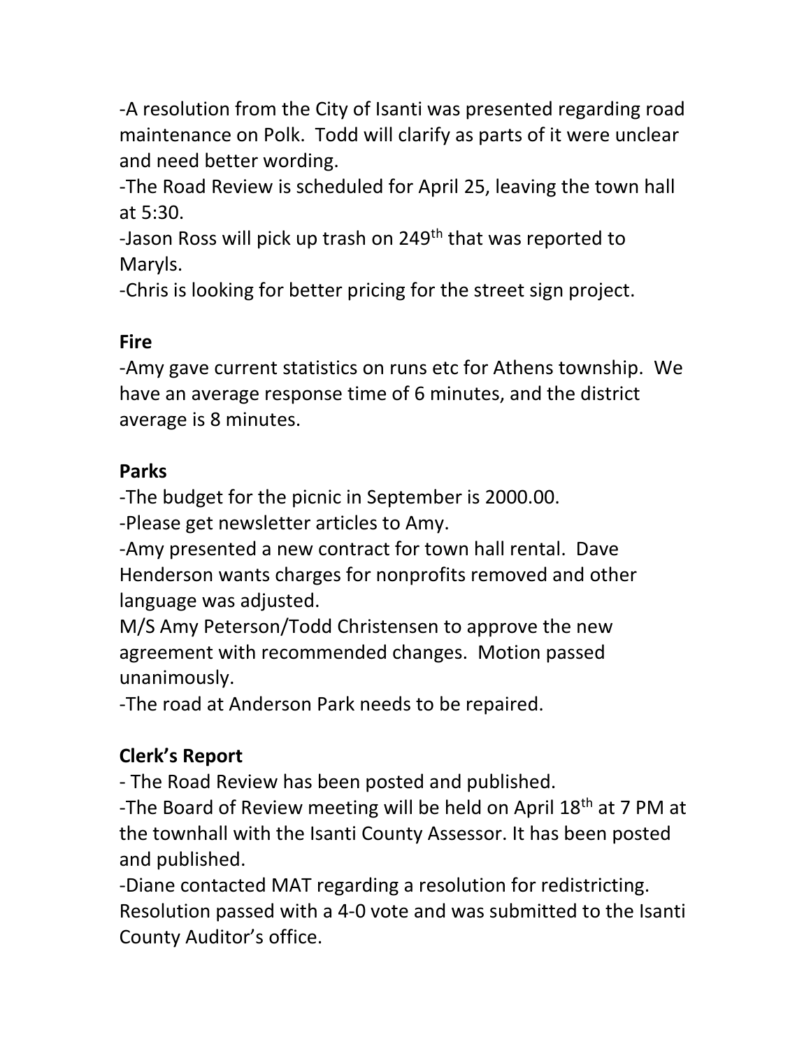-A resolution from the City of Isanti was presented regarding road maintenance on Polk. Todd will clarify as parts of it were unclear and need better wording.

-The Road Review is scheduled for April 25, leaving the town hall at 5:30.

-Jason Ross will pick up trash on 249th that was reported to Maryls.

-Chris is looking for better pricing for the street sign project.

**Fire**

-Amy gave current statistics on runs etc for Athens township. We have an average response time of 6 minutes, and the district average is 8 minutes.

**Parks**

-The budget for the picnic in September is 2000.00.

-Please get newsletter articles to Amy.

-Amy presented a new contract for town hall rental. Dave Henderson wants charges for nonprofits removed and other language was adjusted.

M/S Amy Peterson/Todd Christensen to approve the new agreement with recommended changes. Motion passed unanimously.

-The road at Anderson Park needs to be repaired.

**Clerk's Report**

- The Road Review has been posted and published.

-The Board of Review meeting will be held on April 18th at 7 PM at the townhall with the Isanti County Assessor. It has been posted and published.

-Diane contacted MAT regarding a resolution for redistricting. Resolution passed with a 4-0 vote and was submitted to the Isanti County Auditor's office.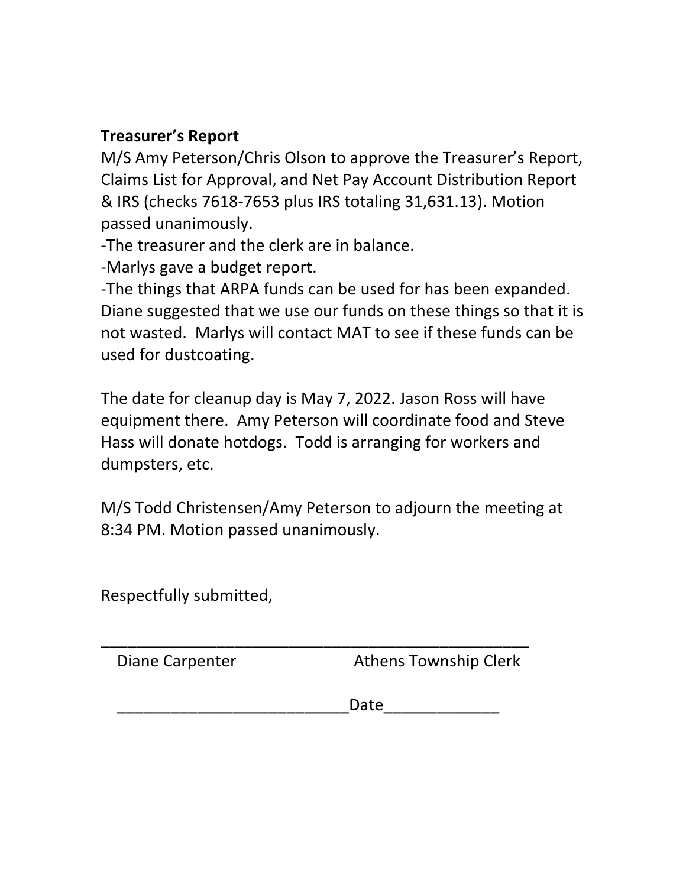**Treasurer's Report**

M/S Amy Peterson/Chris Olson to approve the Treasurer's Report, Claims List for Approval, and Net Pay Account Distribution Report & IRS (checks 7618-7653 plus IRS totaling 31,631.13). Motion passed unanimously.

-The treasurer and the clerk are in balance.

-Marlys gave a budget report.

-The things that ARPA funds can be used for has been expanded. Diane suggested that we use our funds on these things so that it is not wasted. Marlys will contact MAT to see if these funds can be used for dustcoating.

The date for cleanup day is May 7, 2022. Jason Ross will have equipment there. Amy Peterson will coordinate food and Steve Hass will donate hotdogs. Todd is arranging for workers and dumpsters, etc.

M/S Todd Christensen/Amy Peterson to adjourn the meeting at 8:34 PM. Motion passed unanimously.

Respectfully submitted,

\_\_\_\_\_\_\_\_\_\_\_\_\_\_\_\_\_\_\_\_\_\_\_\_\_\_\_\_\_\_\_\_\_\_\_\_\_\_\_\_\_\_\_\_\_\_\_\_\_\_

Diane Carpenter Athens Township Clerk

\_\_\_\_\_\_\_\_\_\_\_\_\_\_\_\_\_\_\_\_\_\_\_\_\_\_\_\_Date\_\_\_\_\_\_\_\_\_\_\_\_\_